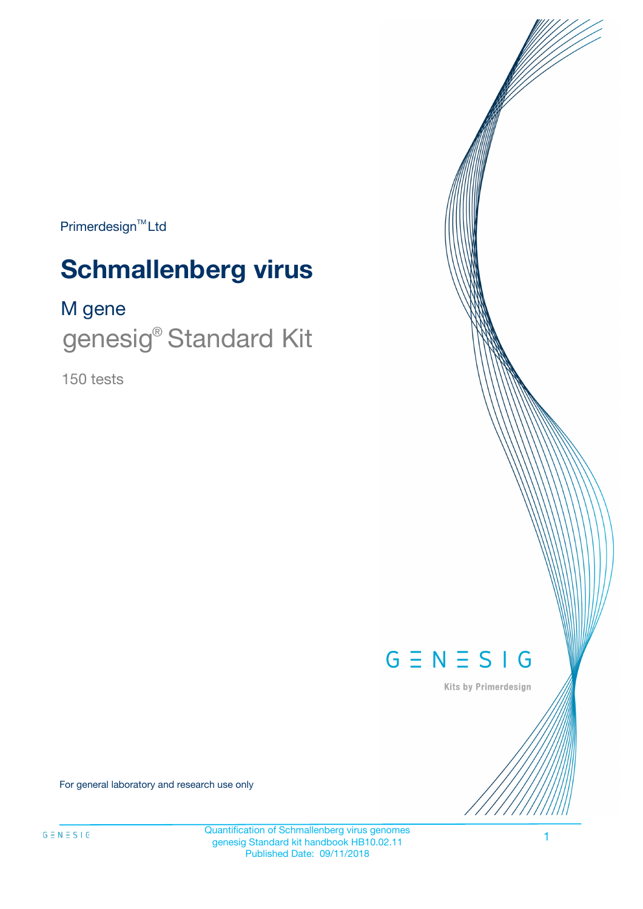Primerdesign™ Ltd

# Schmallenberg virus

## M gene

genesig® Standard Kit

150 tests

GENESIG

Kits by Primerdesign

For general laboratory and research use only

Quantification of Schmallenberg virus genomes
genesig Standard kit handbook HB10.02.11
Published Date: 09/11/2018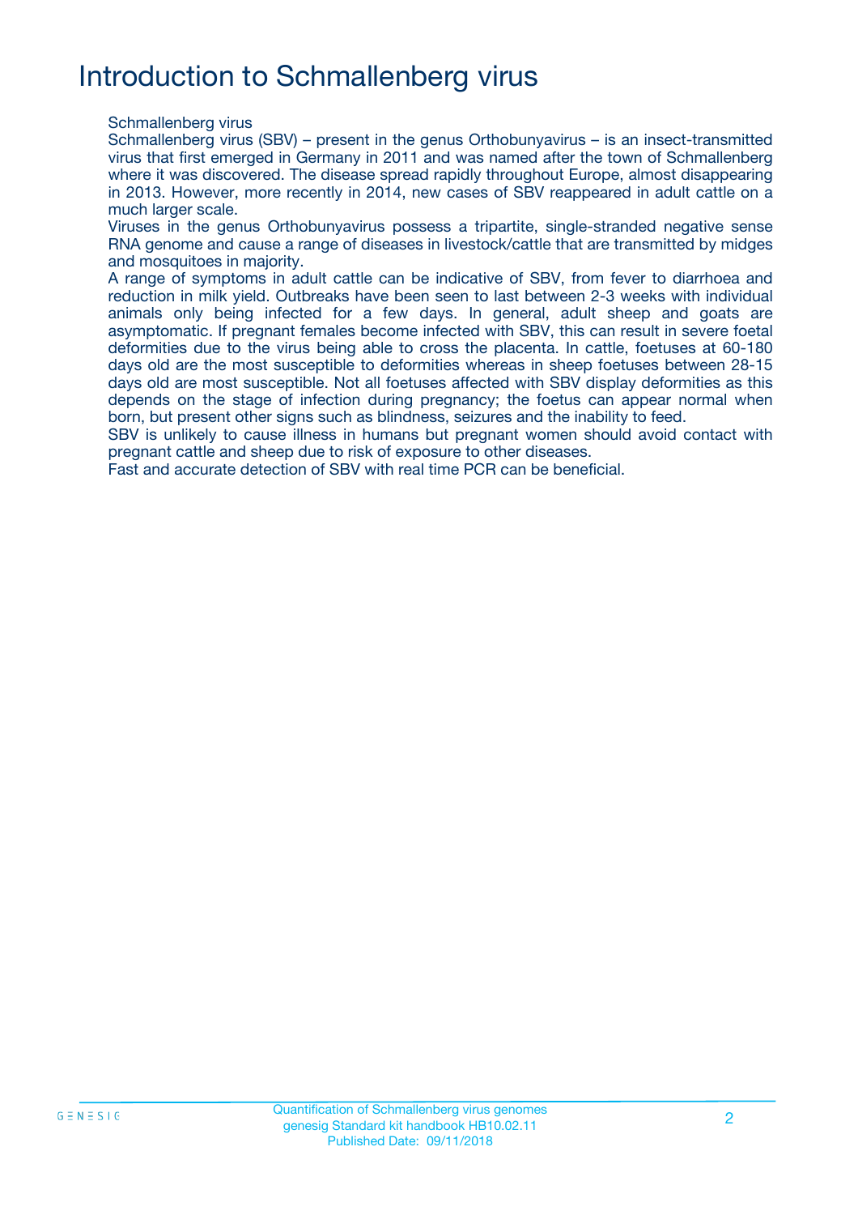# Introduction to Schmallenberg virus

Schmallenberg virus

Schmallenberg virus (SBV) – present in the genus Orthobunyavirus – is an insect-transmitted virus that first emerged in Germany in 2011 and was named after the town of Schmallenberg where it was discovered. The disease spread rapidly throughout Europe, almost disappearing in 2013. However, more recently in 2014, new cases of SBV reappeared in adult cattle on a much larger scale.

Viruses in the genus Orthobunyavirus possess a tripartite, single-stranded negative sense RNA genome and cause a range of diseases in livestock/cattle that are transmitted by midges and mosquitoes in majority.

A range of symptoms in adult cattle can be indicative of SBV, from fever to diarrhoea and reduction in milk yield. Outbreaks have been seen to last between 2-3 weeks with individual animals only being infected for a few days. In general, adult sheep and goats are asymptomatic. If pregnant females become infected with SBV, this can result in severe foetal deformities due to the virus being able to cross the placenta. In cattle, foetuses at 60-180 days old are the most susceptible to deformities whereas in sheep foetuses between 28-15 days old are most susceptible. Not all foetuses affected with SBV display deformities as this depends on the stage of infection during pregnancy; the foetus can appear normal when born, but present other signs such as blindness, seizures and the inability to feed.

SBV is unlikely to cause illness in humans but pregnant women should avoid contact with pregnant cattle and sheep due to risk of exposure to other diseases.

Fast and accurate detection of SBV with real time PCR can be beneficial.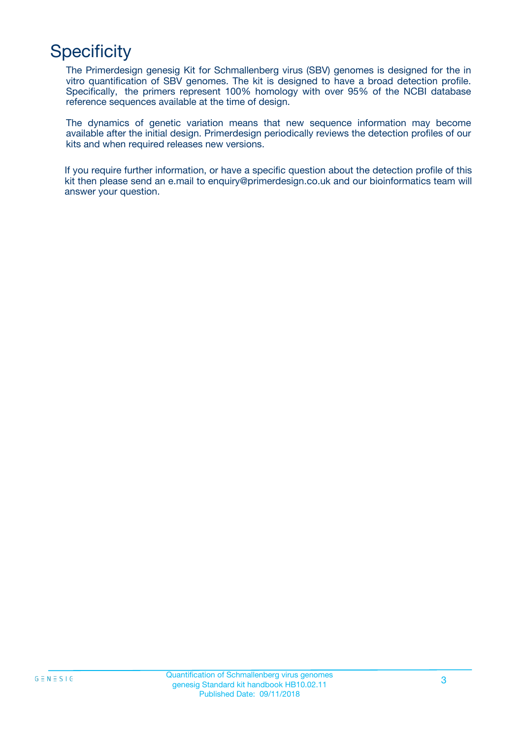# Specificity

The Primerdesign genesig Kit for Schmallenberg virus (SBV) genomes is designed for the in vitro quantification of SBV genomes. The kit is designed to have a broad detection profile. Specifically, the primers represent 100% homology with over 95% of the NCBI database reference sequences available at the time of design.

The dynamics of genetic variation means that new sequence information may become available after the initial design. Primerdesign periodically reviews the detection profiles of our kits and when required releases new versions.

If you require further information, or have a specific question about the detection profile of this kit then please send an e.mail to enquiry@primerdesign.co.uk and our bioinformatics team will answer your question.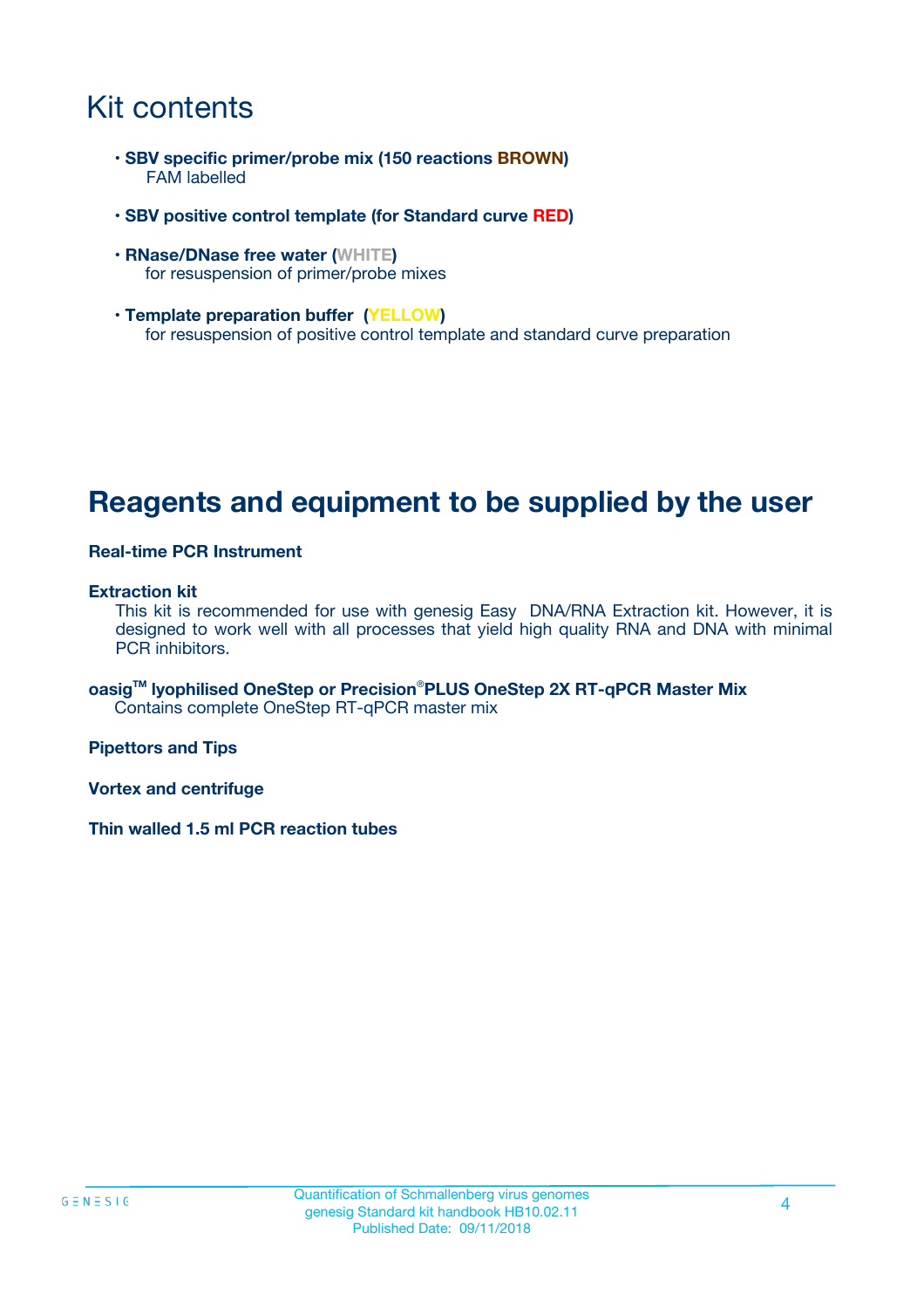# Kit contents

- **SBV specific primer/probe mix (150 reactions BROWN)**
  FAM labelled
- **SBV positive control template (for Standard curve RED)**
- **RNase/DNase free water (WHITE)**
  for resuspension of primer/probe mixes
- **Template preparation buffer (YELLOW)**
  for resuspension of positive control template and standard curve preparation

# Reagents and equipment to be supplied by the user

**Real-time PCR Instrument**

**Extraction kit**
This kit is recommended for use with genesig Easy DNA/RNA Extraction kit. However, it is designed to work well with all processes that yield high quality RNA and DNA with minimal PCR inhibitors.

**oasig™ lyophilised OneStep or Precision®PLUS OneStep 2X RT-qPCR Master Mix**
Contains complete OneStep RT-qPCR master mix

**Pipettors and Tips**

**Vortex and centrifuge**

**Thin walled 1.5 ml PCR reaction tubes**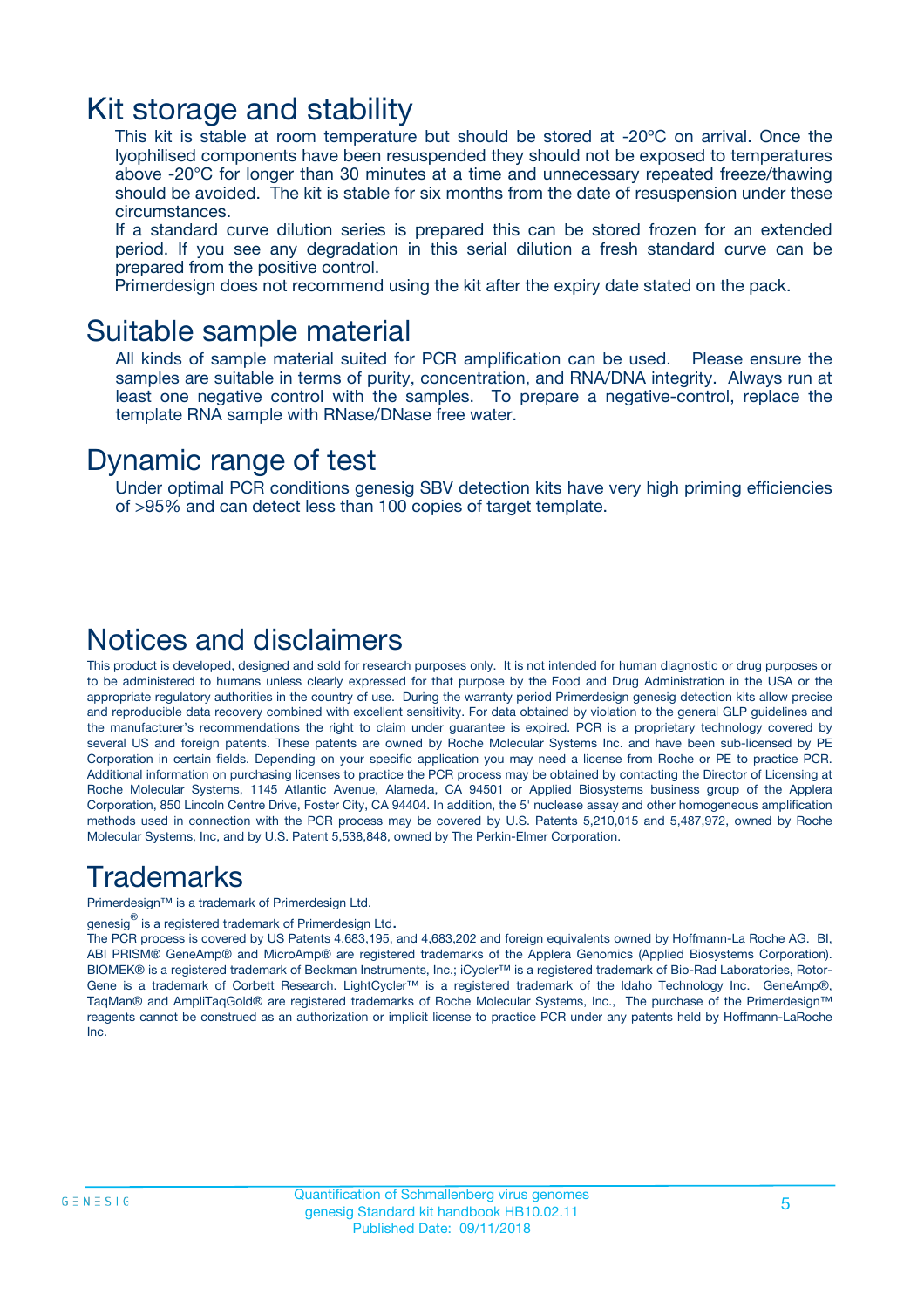# Kit storage and stability

This kit is stable at room temperature but should be stored at -20ºC on arrival. Once the lyophilised components have been resuspended they should not be exposed to temperatures above -20°C for longer than 30 minutes at a time and unnecessary repeated freeze/thawing should be avoided. The kit is stable for six months from the date of resuspension under these circumstances.

If a standard curve dilution series is prepared this can be stored frozen for an extended period. If you see any degradation in this serial dilution a fresh standard curve can be prepared from the positive control.

Primerdesign does not recommend using the kit after the expiry date stated on the pack.

# Suitable sample material

All kinds of sample material suited for PCR amplification can be used. Please ensure the samples are suitable in terms of purity, concentration, and RNA/DNA integrity. Always run at least one negative control with the samples. To prepare a negative-control, replace the template RNA sample with RNase/DNase free water.

# Dynamic range of test

Under optimal PCR conditions genesig SBV detection kits have very high priming efficiencies of >95% and can detect less than 100 copies of target template.

# Notices and disclaimers

This product is developed, designed and sold for research purposes only. It is not intended for human diagnostic or drug purposes or to be administered to humans unless clearly expressed for that purpose by the Food and Drug Administration in the USA or the appropriate regulatory authorities in the country of use. During the warranty period Primerdesign genesig detection kits allow precise and reproducible data recovery combined with excellent sensitivity. For data obtained by violation to the general GLP guidelines and the manufacturer's recommendations the right to claim under guarantee is expired. PCR is a proprietary technology covered by several US and foreign patents. These patents are owned by Roche Molecular Systems Inc. and have been sub-licensed by PE Corporation in certain fields. Depending on your specific application you may need a license from Roche or PE to practice PCR. Additional information on purchasing licenses to practice the PCR process may be obtained by contacting the Director of Licensing at Roche Molecular Systems, 1145 Atlantic Avenue, Alameda, CA 94501 or Applied Biosystems business group of the Applera Corporation, 850 Lincoln Centre Drive, Foster City, CA 94404. In addition, the 5' nuclease assay and other homogeneous amplification methods used in connection with the PCR process may be covered by U.S. Patents 5,210,015 and 5,487,972, owned by Roche Molecular Systems, Inc, and by U.S. Patent 5,538,848, owned by The Perkin-Elmer Corporation.

# Trademarks

Primerdesign™ is a trademark of Primerdesign Ltd.

genesig® is a registered trademark of Primerdesign Ltd.

The PCR process is covered by US Patents 4,683,195, and 4,683,202 and foreign equivalents owned by Hoffmann-La Roche AG. BI, ABI PRISM® GeneAmp® and MicroAmp® are registered trademarks of the Applera Genomics (Applied Biosystems Corporation). BIOMEK® is a registered trademark of Beckman Instruments, Inc.; iCycler™ is a registered trademark of Bio-Rad Laboratories, Rotor-Gene is a trademark of Corbett Research. LightCycler™ is a registered trademark of the Idaho Technology Inc. GeneAmp®, TaqMan® and AmpliTaqGold® are registered trademarks of Roche Molecular Systems, Inc., The purchase of the Primerdesign™ reagents cannot be construed as an authorization or implicit license to practice PCR under any patents held by Hoffmann-LaRoche Inc.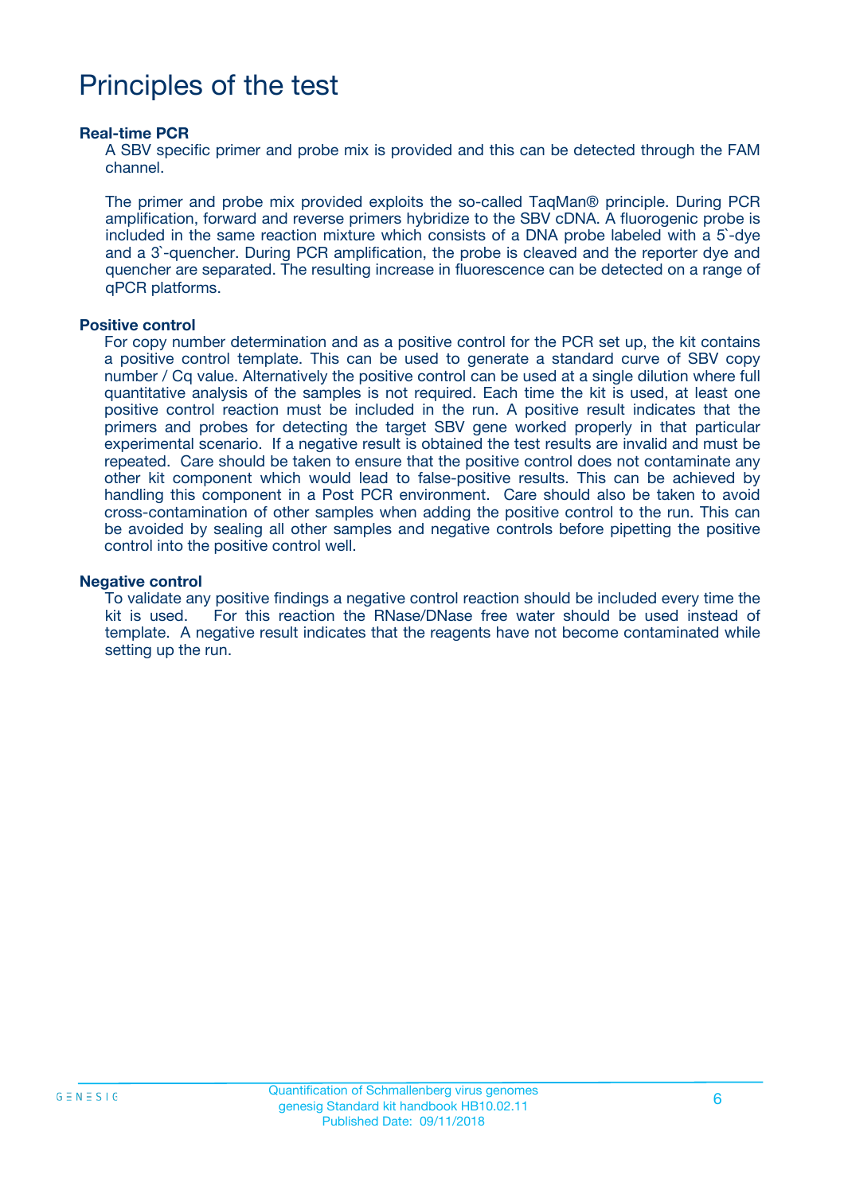# Principles of the test

**Real-time PCR**

A SBV specific primer and probe mix is provided and this can be detected through the FAM channel.

The primer and probe mix provided exploits the so-called TaqMan® principle. During PCR amplification, forward and reverse primers hybridize to the SBV cDNA. A fluorogenic probe is included in the same reaction mixture which consists of a DNA probe labeled with a 5`-dye and a 3`-quencher. During PCR amplification, the probe is cleaved and the reporter dye and quencher are separated. The resulting increase in fluorescence can be detected on a range of qPCR platforms.

**Positive control**

For copy number determination and as a positive control for the PCR set up, the kit contains a positive control template. This can be used to generate a standard curve of SBV copy number / Cq value. Alternatively the positive control can be used at a single dilution where full quantitative analysis of the samples is not required. Each time the kit is used, at least one positive control reaction must be included in the run. A positive result indicates that the primers and probes for detecting the target SBV gene worked properly in that particular experimental scenario. If a negative result is obtained the test results are invalid and must be repeated. Care should be taken to ensure that the positive control does not contaminate any other kit component which would lead to false-positive results. This can be achieved by handling this component in a Post PCR environment. Care should also be taken to avoid cross-contamination of other samples when adding the positive control to the run. This can be avoided by sealing all other samples and negative controls before pipetting the positive control into the positive control well.

**Negative control**

To validate any positive findings a negative control reaction should be included every time the kit is used. For this reaction the RNase/DNase free water should be used instead of template. A negative result indicates that the reagents have not become contaminated while setting up the run.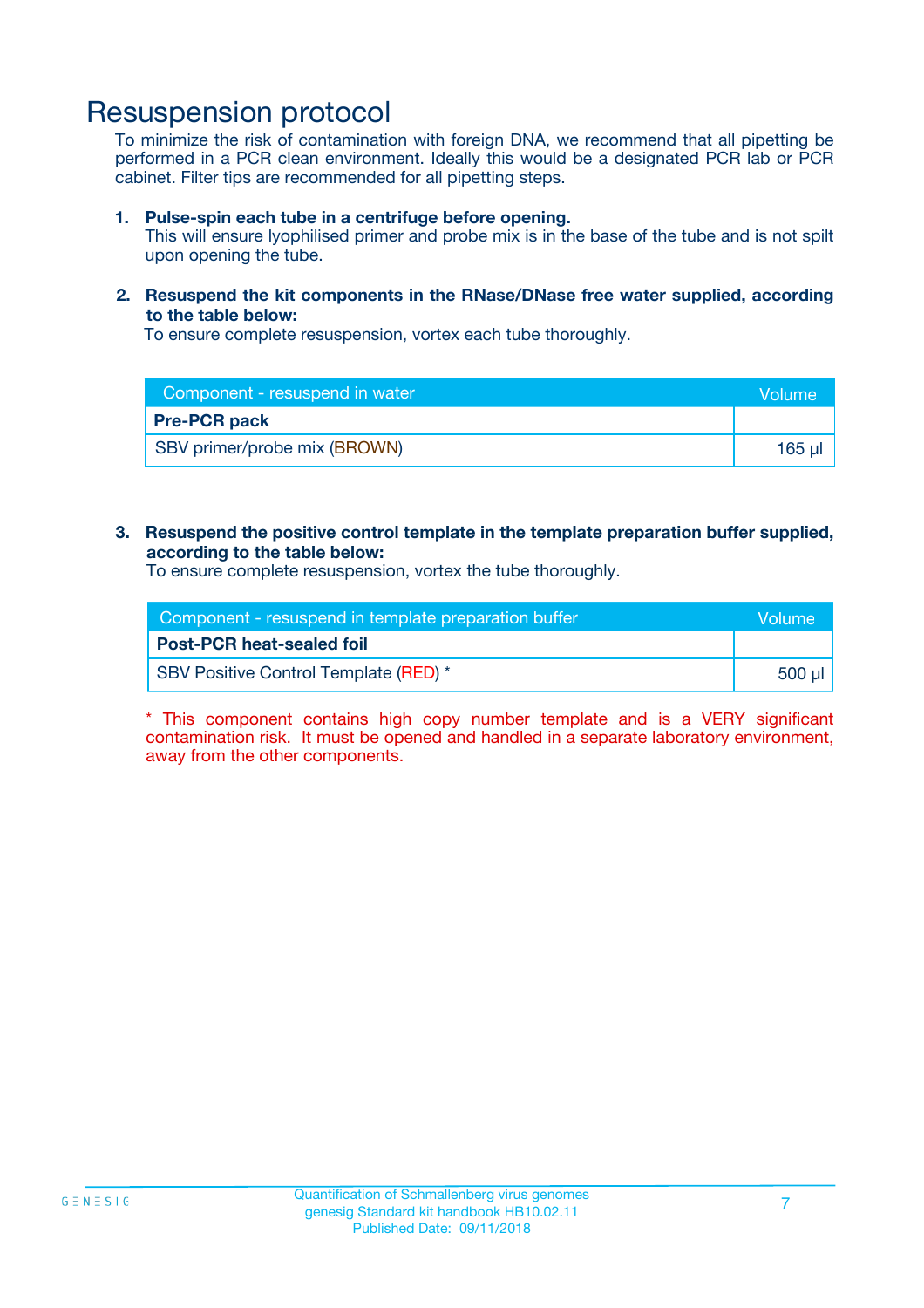# Resuspension protocol

To minimize the risk of contamination with foreign DNA, we recommend that all pipetting be performed in a PCR clean environment. Ideally this would be a designated PCR lab or PCR cabinet. Filter tips are recommended for all pipetting steps.

1. **Pulse-spin each tube in a centrifuge before opening.**
   This will ensure lyophilised primer and probe mix is in the base of the tube and is not spilt upon opening the tube.

2. **Resuspend the kit components in the RNase/DNase free water supplied, according to the table below:**
   To ensure complete resuspension, vortex each tube thoroughly.

| Component - resuspend in water | Volume |
|---|---|
| **Pre-PCR pack** | |
| SBV primer/probe mix (BROWN) | 165 µl |

3. **Resuspend the positive control template in the template preparation buffer supplied, according to the table below:**
   To ensure complete resuspension, vortex the tube thoroughly.

| Component - resuspend in template preparation buffer | Volume |
|---|---|
| **Post-PCR heat-sealed foil** | |
| SBV Positive Control Template (RED) * | 500 µl |

* This component contains high copy number template and is a VERY significant contamination risk. It must be opened and handled in a separate laboratory environment, away from the other components.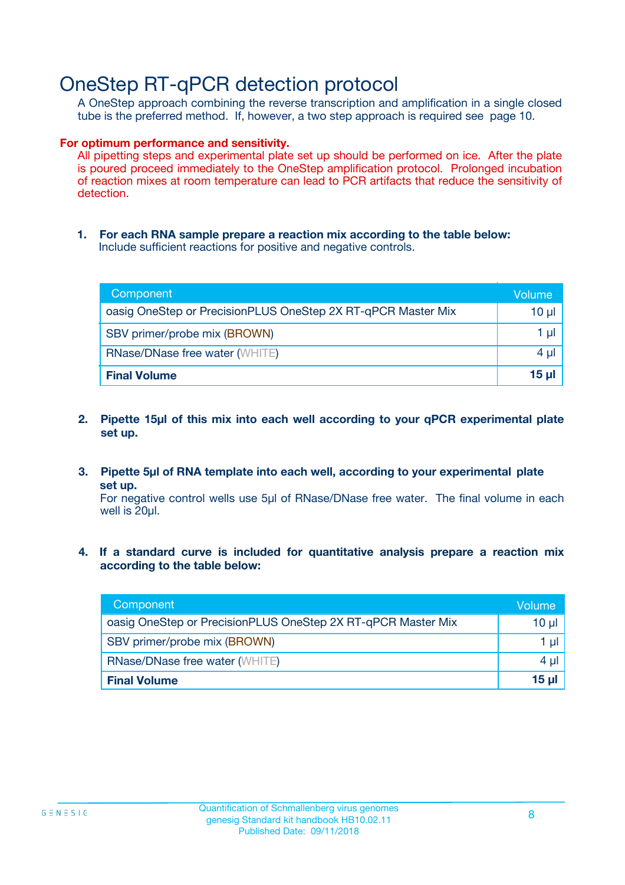# OneStep RT-qPCR detection protocol

A OneStep approach combining the reverse transcription and amplification in a single closed tube is the preferred method. If, however, a two step approach is required see page 10.

**For optimum performance and sensitivity.**

All pipetting steps and experimental plate set up should be performed on ice. After the plate is poured proceed immediately to the OneStep amplification protocol. Prolonged incubation of reaction mixes at room temperature can lead to PCR artifacts that reduce the sensitivity of detection.

1. **For each RNA sample prepare a reaction mix according to the table below:**
   Include sufficient reactions for positive and negative controls.

| Component | Volume |
|---|---|
| oasig OneStep or PrecisionPLUS OneStep 2X RT-qPCR Master Mix | 10 µl |
| SBV primer/probe mix (BROWN) | 1 µl |
| RNase/DNase free water (WHITE) | 4 µl |
| **Final Volume** | **15 µl** |

2. **Pipette 15µl of this mix into each well according to your qPCR experimental plate set up.**

3. **Pipette 5µl of RNA template into each well, according to your experimental plate set up.**
   For negative control wells use 5µl of RNase/DNase free water. The final volume in each well is 20µl.

4. **If a standard curve is included for quantitative analysis prepare a reaction mix according to the table below:**

| Component | Volume |
|---|---|
| oasig OneStep or PrecisionPLUS OneStep 2X RT-qPCR Master Mix | 10 µl |
| SBV primer/probe mix (BROWN) | 1 µl |
| RNase/DNase free water (WHITE) | 4 µl |
| **Final Volume** | **15 µl** |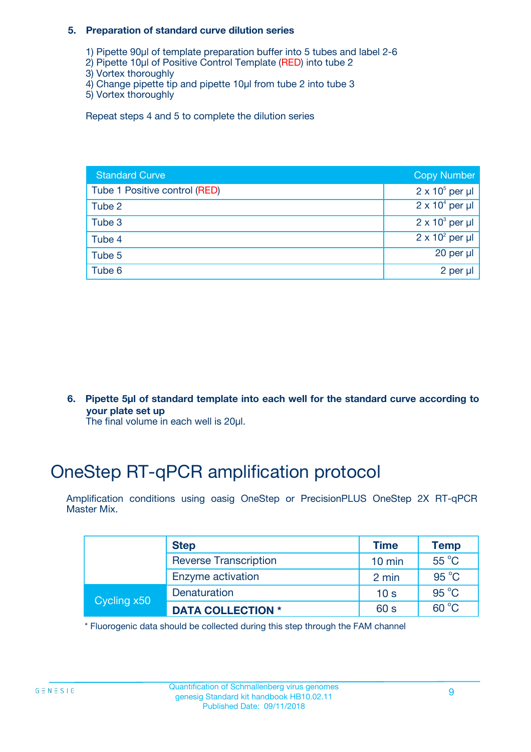**5. Preparation of standard curve dilution series**

1) Pipette 90µl of template preparation buffer into 5 tubes and label 2-6
2) Pipette 10µl of Positive Control Template (RED) into tube 2
3) Vortex thoroughly
4) Change pipette tip and pipette 10µl from tube 2 into tube 3
5) Vortex thoroughly

Repeat steps 4 and 5 to complete the dilution series

| Standard Curve | Copy Number |
|---|---|
| Tube 1 Positive control (RED) | $2 \times 10^5$ per µl |
| Tube 2 | $2 \times 10^4$ per µl |
| Tube 3 | $2 \times 10^3$ per µl |
| Tube 4 | $2 \times 10^2$ per µl |
| Tube 5 | 20 per µl |
| Tube 6 | 2 per µl |

**6. Pipette 5µl of standard template into each well for the standard curve according to your plate set up**

The final volume in each well is 20µl.

# OneStep RT-qPCR amplification protocol

Amplification conditions using oasig OneStep or PrecisionPLUS OneStep 2X RT-qPCR Master Mix.

| | Step | Time | Temp |
|---|---|---|---|
| | Reverse Transcription | 10 min | 55 °C |
| | Enzyme activation | 2 min | 95 °C |
| Cycling x50 | Denaturation | 10 s | 95 °C |
| | **DATA COLLECTION *** | 60 s | 60 °C |

* Fluorogenic data should be collected during this step through the FAM channel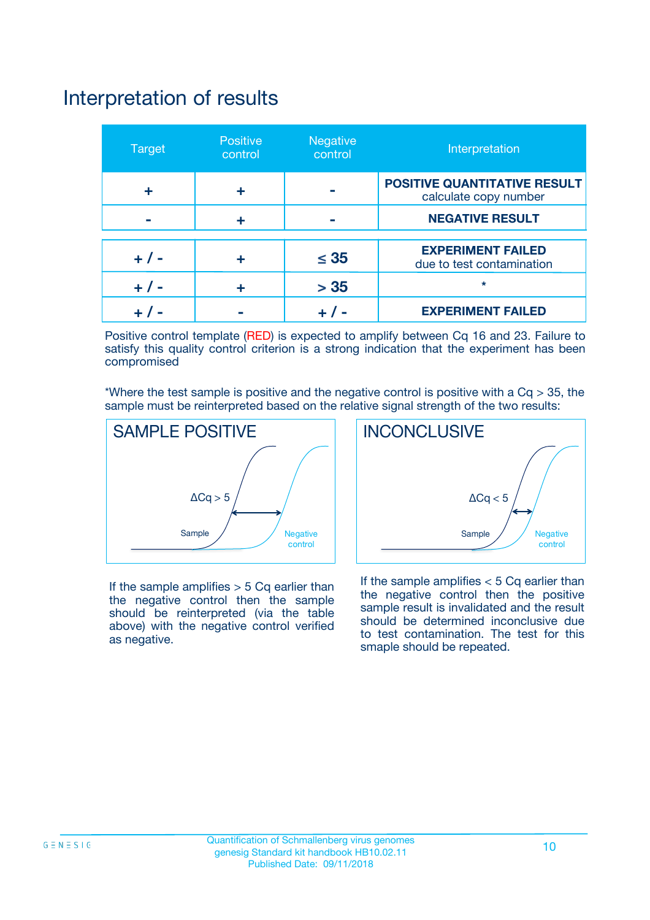# Interpretation of results

| Target | Positive control | Negative control | Interpretation |
|---|---|---|---|
| + | + | - | **POSITIVE QUANTITATIVE RESULT** calculate copy number |
| - | + | - | **NEGATIVE RESULT** |
| + / - | + | ≤ 35 | **EXPERIMENT FAILED** due to test contamination |
| + / - | + | > 35 | * |
| + / - | - | + / - | **EXPERIMENT FAILED** |

Positive control template (RED) is expected to amplify between Cq 16 and 23. Failure to satisfy this quality control criterion is a strong indication that the experiment has been compromised

*Where the test sample is positive and the negative control is positive with a Cq > 35, the sample must be reinterpreted based on the relative signal strength of the two results:

SAMPLE POSITIVE

ΔCq > 5

Sample

Negative control

INCONCLUSIVE

ΔCq < 5

Sample

Negative control

If the sample amplifies > 5 Cq earlier than the negative control then the sample should be reinterpreted (via the table above) with the negative control verified as negative.

If the sample amplifies < 5 Cq earlier than the negative control then the positive sample result is invalidated and the result should be determined inconclusive due to test contamination. The test for this smaple should be repeated.